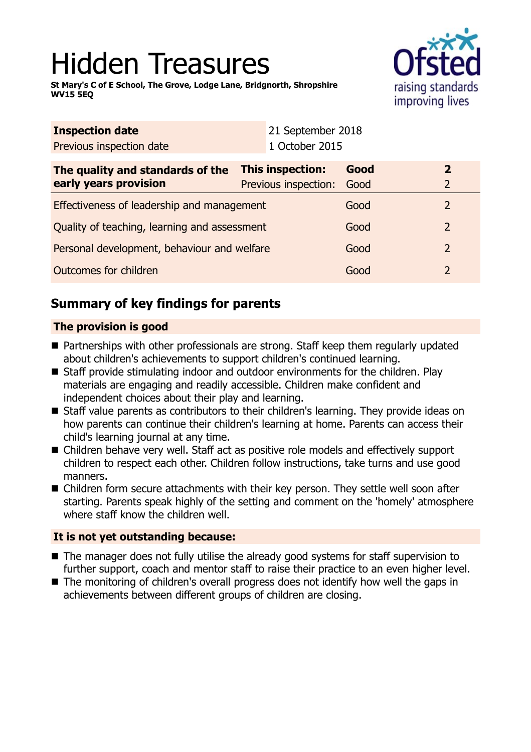# Hidden Treasures

**St Mary's C of E School, The Grove, Lodge Lane, Bridgnorth, Shropshire WV15 5EQ**

| **Inspection date** | 21 September 2018 |
| --- | --- |
| Previous inspection date | 1 October 2015 |

| **The quality and standards of the early years provision** | **This inspection:** | **Good** | **2** |
| --- | --- | --- | --- |
| | Previous inspection: | Good | 2 |
| Effectiveness of leadership and management | | Good | 2 |
| Quality of teaching, learning and assessment | | Good | 2 |
| Personal development, behaviour and welfare | | Good | 2 |
| Outcomes for children | | Good | 2 |

## Summary of key findings for parents

### The provision is good

- Partnerships with other professionals are strong. Staff keep them regularly updated about children's achievements to support children's continued learning.
- Staff provide stimulating indoor and outdoor environments for the children. Play materials are engaging and readily accessible. Children make confident and independent choices about their play and learning.
- Staff value parents as contributors to their children's learning. They provide ideas on how parents can continue their children's learning at home. Parents can access their child's learning journal at any time.
- Children behave very well. Staff act as positive role models and effectively support children to respect each other. Children follow instructions, take turns and use good manners.
- Children form secure attachments with their key person. They settle well soon after starting. Parents speak highly of the setting and comment on the 'homely' atmosphere where staff know the children well.

### It is not yet outstanding because:

- The manager does not fully utilise the already good systems for staff supervision to further support, coach and mentor staff to raise their practice to an even higher level.
- The monitoring of children's overall progress does not identify how well the gaps in achievements between different groups of children are closing.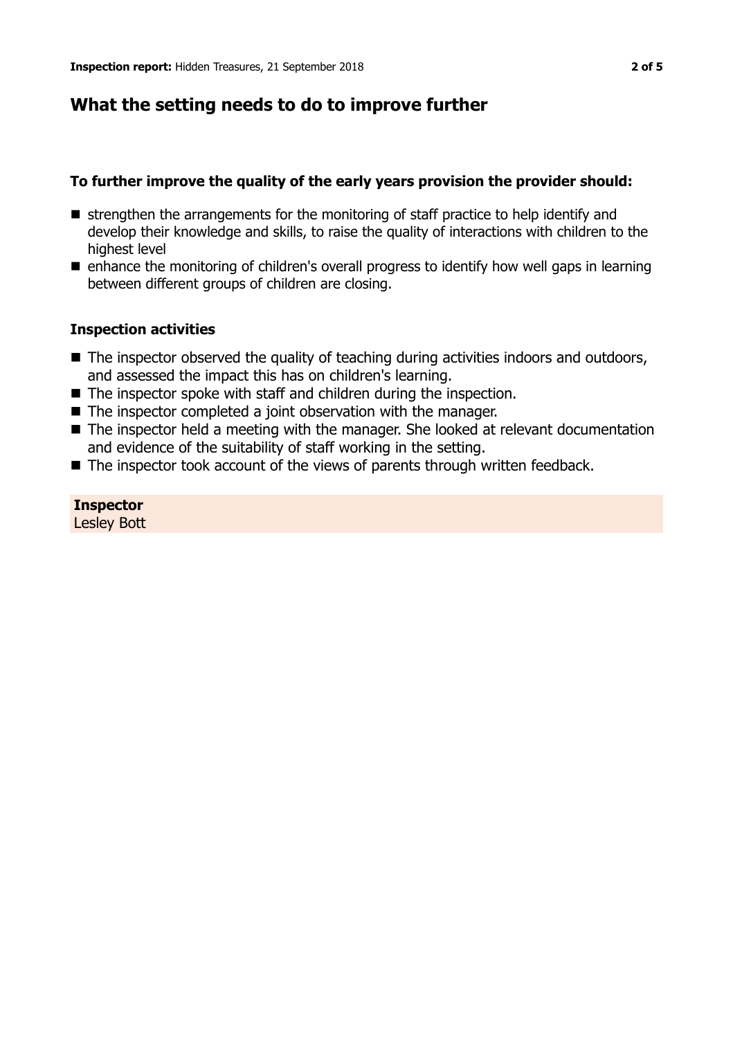## What the setting needs to do to improve further

### To further improve the quality of the early years provision the provider should:

- strengthen the arrangements for the monitoring of staff practice to help identify and develop their knowledge and skills, to raise the quality of interactions with children to the highest level
- enhance the monitoring of children's overall progress to identify how well gaps in learning between different groups of children are closing.

### Inspection activities

- The inspector observed the quality of teaching during activities indoors and outdoors, and assessed the impact this has on children's learning.
- The inspector spoke with staff and children during the inspection.
- The inspector completed a joint observation with the manager.
- The inspector held a meeting with the manager. She looked at relevant documentation and evidence of the suitability of staff working in the setting.
- The inspector took account of the views of parents through written feedback.

**Inspector**
Lesley Bott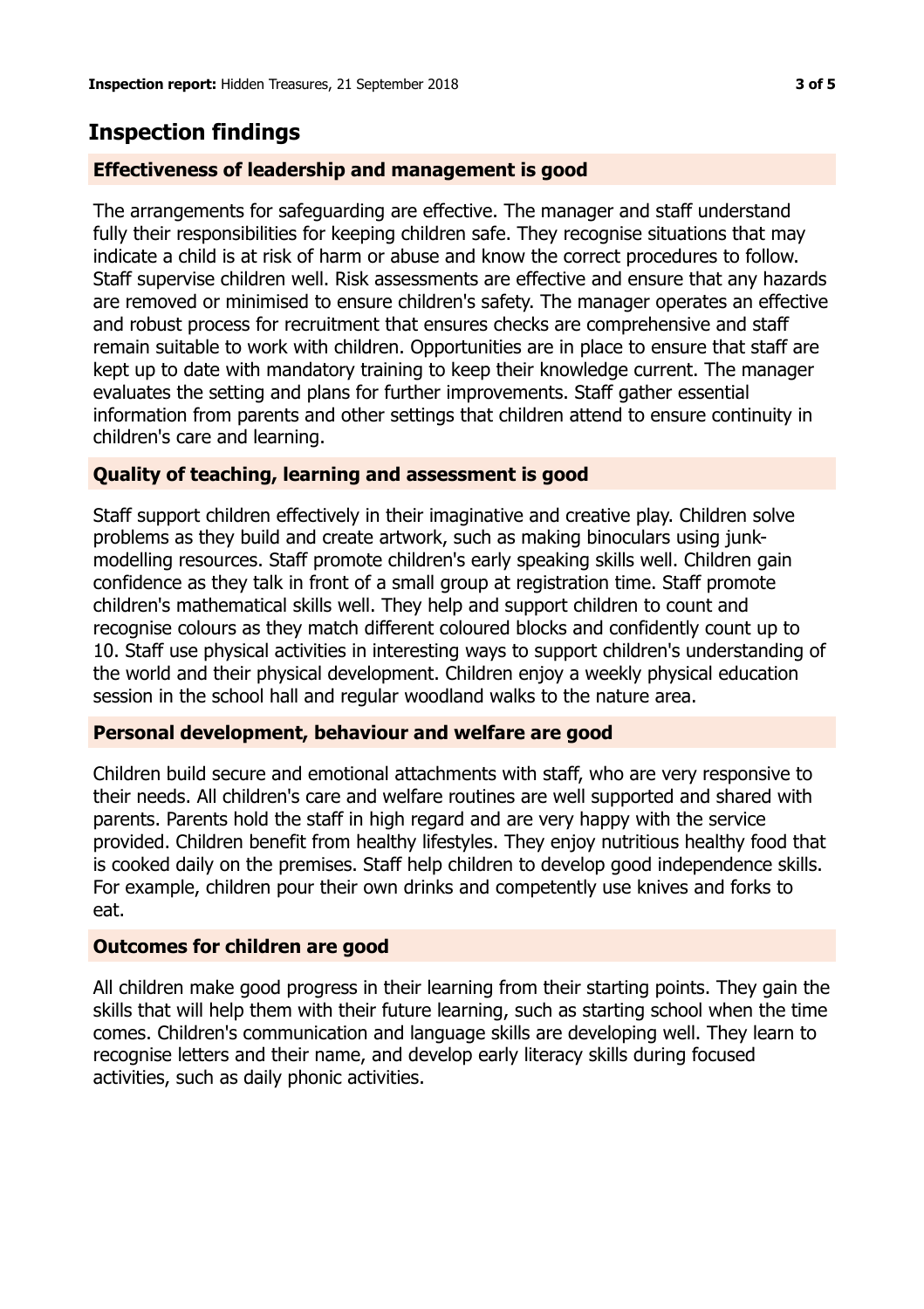## Inspection findings

### Effectiveness of leadership and management is good

The arrangements for safeguarding are effective. The manager and staff understand fully their responsibilities for keeping children safe. They recognise situations that may indicate a child is at risk of harm or abuse and know the correct procedures to follow. Staff supervise children well. Risk assessments are effective and ensure that any hazards are removed or minimised to ensure children's safety. The manager operates an effective and robust process for recruitment that ensures checks are comprehensive and staff remain suitable to work with children. Opportunities are in place to ensure that staff are kept up to date with mandatory training to keep their knowledge current. The manager evaluates the setting and plans for further improvements. Staff gather essential information from parents and other settings that children attend to ensure continuity in children's care and learning.

### Quality of teaching, learning and assessment is good

Staff support children effectively in their imaginative and creative play. Children solve problems as they build and create artwork, such as making binoculars using junk-modelling resources. Staff promote children's early speaking skills well. Children gain confidence as they talk in front of a small group at registration time. Staff promote children's mathematical skills well. They help and support children to count and recognise colours as they match different coloured blocks and confidently count up to 10. Staff use physical activities in interesting ways to support children's understanding of the world and their physical development. Children enjoy a weekly physical education session in the school hall and regular woodland walks to the nature area.

### Personal development, behaviour and welfare are good

Children build secure and emotional attachments with staff, who are very responsive to their needs. All children's care and welfare routines are well supported and shared with parents. Parents hold the staff in high regard and are very happy with the service provided. Children benefit from healthy lifestyles. They enjoy nutritious healthy food that is cooked daily on the premises. Staff help children to develop good independence skills. For example, children pour their own drinks and competently use knives and forks to eat.

### Outcomes for children are good

All children make good progress in their learning from their starting points. They gain the skills that will help them with their future learning, such as starting school when the time comes. Children's communication and language skills are developing well. They learn to recognise letters and their name, and develop early literacy skills during focused activities, such as daily phonic activities.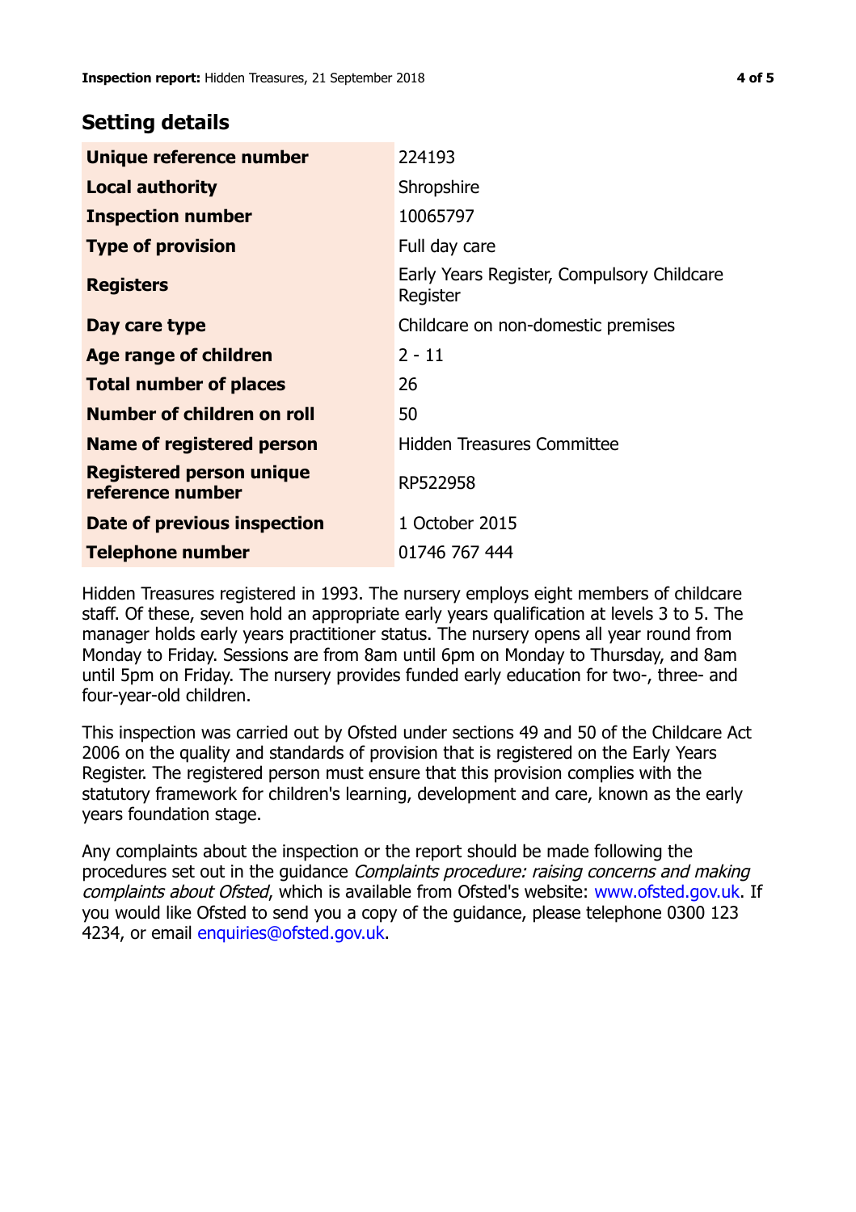## Setting details

| | |
|---|---|
| **Unique reference number** | 224193 |
| **Local authority** | Shropshire |
| **Inspection number** | 10065797 |
| **Type of provision** | Full day care |
| **Registers** | Early Years Register, Compulsory Childcare Register |
| **Day care type** | Childcare on non-domestic premises |
| **Age range of children** | 2 - 11 |
| **Total number of places** | 26 |
| **Number of children on roll** | 50 |
| **Name of registered person** | Hidden Treasures Committee |
| **Registered person unique reference number** | RP522958 |
| **Date of previous inspection** | 1 October 2015 |
| **Telephone number** | 01746 767 444 |

Hidden Treasures registered in 1993. The nursery employs eight members of childcare staff. Of these, seven hold an appropriate early years qualification at levels 3 to 5. The manager holds early years practitioner status. The nursery opens all year round from Monday to Friday. Sessions are from 8am until 6pm on Monday to Thursday, and 8am until 5pm on Friday. The nursery provides funded early education for two-, three- and four-year-old children.

This inspection was carried out by Ofsted under sections 49 and 50 of the Childcare Act 2006 on the quality and standards of provision that is registered on the Early Years Register. The registered person must ensure that this provision complies with the statutory framework for children's learning, development and care, known as the early years foundation stage.

Any complaints about the inspection or the report should be made following the procedures set out in the guidance *Complaints procedure: raising concerns and making complaints about Ofsted*, which is available from Ofsted's website: www.ofsted.gov.uk. If you would like Ofsted to send you a copy of the guidance, please telephone 0300 123 4234, or email enquiries@ofsted.gov.uk.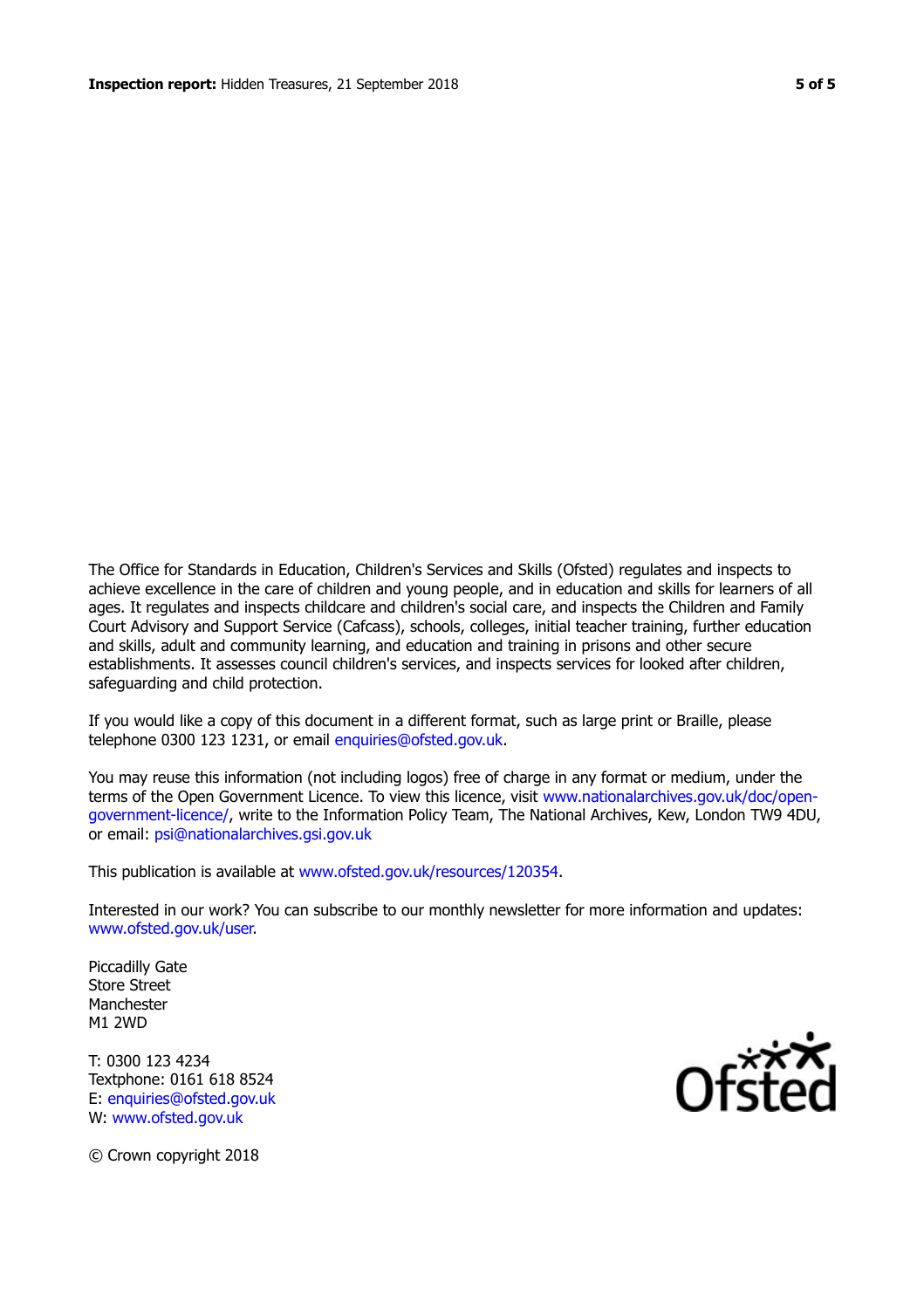The Office for Standards in Education, Children's Services and Skills (Ofsted) regulates and inspects to achieve excellence in the care of children and young people, and in education and skills for learners of all ages. It regulates and inspects childcare and children's social care, and inspects the Children and Family Court Advisory and Support Service (Cafcass), schools, colleges, initial teacher training, further education and skills, adult and community learning, and education and training in prisons and other secure establishments. It assesses council children's services, and inspects services for looked after children, safeguarding and child protection.

If you would like a copy of this document in a different format, such as large print or Braille, please telephone 0300 123 1231, or email enquiries@ofsted.gov.uk.

You may reuse this information (not including logos) free of charge in any format or medium, under the terms of the Open Government Licence. To view this licence, visit www.nationalarchives.gov.uk/doc/open-government-licence/, write to the Information Policy Team, The National Archives, Kew, London TW9 4DU, or email: psi@nationalarchives.gsi.gov.uk

This publication is available at www.ofsted.gov.uk/resources/120354.

Interested in our work? You can subscribe to our monthly newsletter for more information and updates: www.ofsted.gov.uk/user.

Piccadilly Gate
Store Street
Manchester
M1 2WD

T: 0300 123 4234
Textphone: 0161 618 8524
E: enquiries@ofsted.gov.uk
W: www.ofsted.gov.uk

© Crown copyright 2018